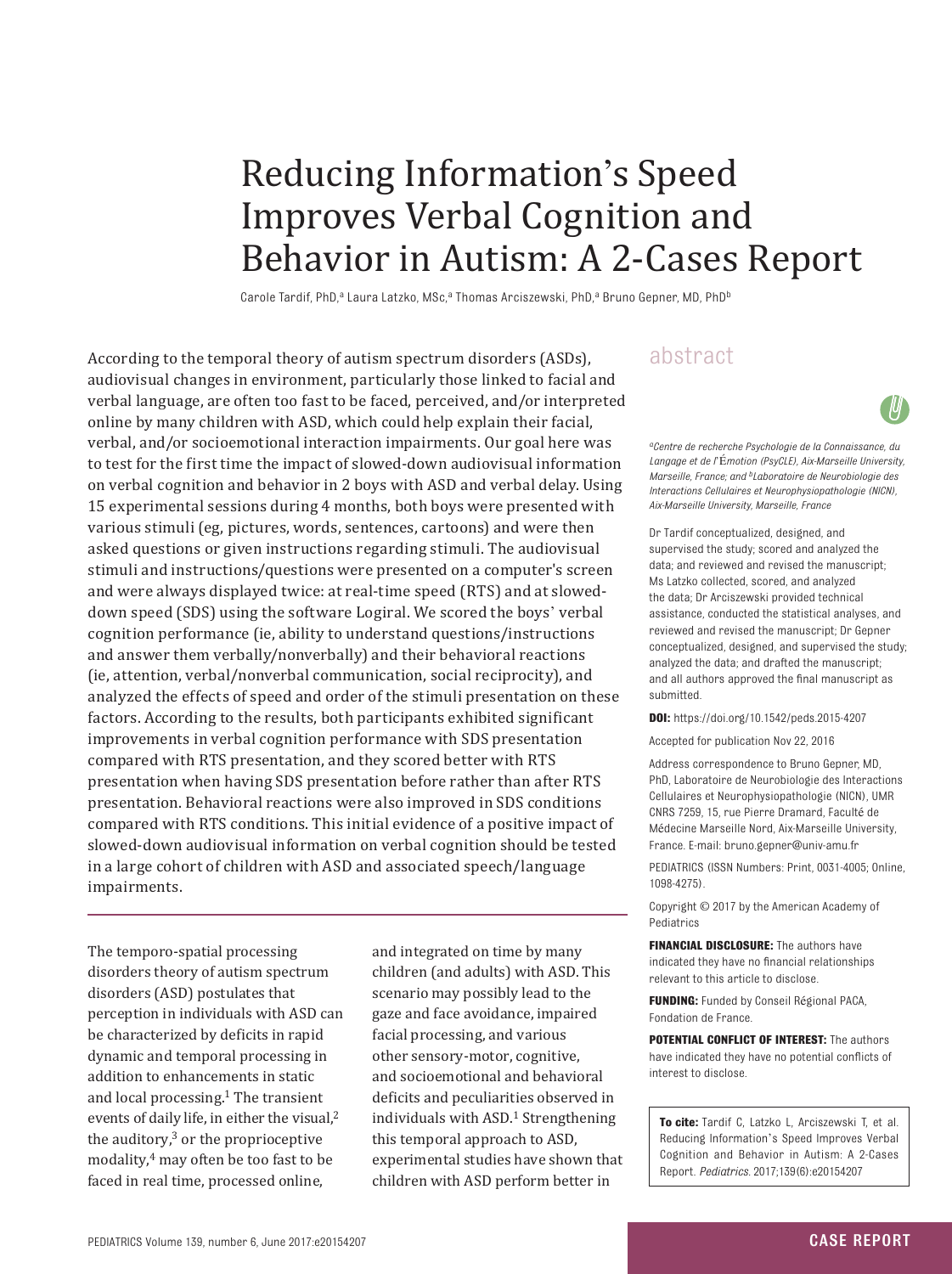# Reducing Information's Speed Improves Verbal Cognition and Behavior in Autism: A 2-Cases Report

Carole Tardif, PhD,[a] Laura Latzko, MSc,[a] Thomas Arciszewski, PhD,[a] Bruno Gepner, MD, PhD[b]

## abstract

According to the temporal theory of autism spectrum disorders (ASDs), audiovisual changes in environment, particularly those linked to facial and verbal language, are often too fast to be faced, perceived, and/or interpreted online by many children with ASD, which could help explain their facial, verbal, and/or socioemotional interaction impairments. Our goal here was to test for the first time the impact of slowed-down audiovisual information on verbal cognition and behavior in 2 boys with ASD and verbal delay. Using 15 experimental sessions during 4 months, both boys were presented with various stimuli (eg, pictures, words, sentences, cartoons) and were then asked questions or given instructions regarding stimuli. The audiovisual stimuli and instructions/questions were presented on a computer's screen and were always displayed twice: at real-time speed (RTS) and at slowed-down speed (SDS) using the software Logiral. We scored the boys' verbal cognition performance (ie, ability to understand questions/instructions and answer them verbally/nonverbally) and their behavioral reactions (ie, attention, verbal/nonverbal communication, social reciprocity), and analyzed the effects of speed and order of the stimuli presentation on these factors. According to the results, both participants exhibited significant improvements in verbal cognition performance with SDS presentation compared with RTS presentation, and they scored better with RTS presentation when having SDS presentation before rather than after RTS presentation. Behavioral reactions were also improved in SDS conditions compared with RTS conditions. This initial evidence of a positive impact of slowed-down audiovisual information on verbal cognition should be tested in a large cohort of children with ASD and associated speech/language impairments.

*[a]Centre de recherche Psychologie de la Connaissance, du Langage et de l'Émotion (PsyCLE), Aix-Marseille University, Marseille, France; and [b]Laboratoire de Neurobiologie des Interactions Cellulaires et Neurophysiopathologie (NICN), Aix-Marseille University, Marseille, France*

Dr Tardif conceptualized, designed, and supervised the study; scored and analyzed the data; and reviewed and revised the manuscript; Ms Latzko collected, scored, and analyzed the data; Dr Arciszewski provided technical assistance, conducted the statistical analyses, and reviewed and revised the manuscript; Dr Gepner conceptualized, designed, and supervised the study; analyzed the data; and drafted the manuscript; and all authors approved the final manuscript as submitted.

**DOI:** https://doi.org/10.1542/peds.2015-4207

Accepted for publication Nov 22, 2016

Address correspondence to Bruno Gepner, MD, PhD, Laboratoire de Neurobiologie des Interactions Cellulaires et Neurophysiopathologie (NICN), UMR CNRS 7259, 15, rue Pierre Dramard, Faculté de Médecine Marseille Nord, Aix-Marseille University, France. E-mail: bruno.gepner@univ-amu.fr

PEDIATRICS (ISSN Numbers: Print, 0031-4005; Online, 1098-4275).

Copyright © 2017 by the American Academy of Pediatrics

**FINANCIAL DISCLOSURE:** The authors have indicated they have no financial relationships relevant to this article to disclose.

**FUNDING:** Funded by Conseil Régional PACA, Fondation de France.

**POTENTIAL CONFLICT OF INTEREST:** The authors have indicated they have no potential conflicts of interest to disclose.

**To cite:** Tardif C, Latzko L, Arciszewski T, et al. Reducing Information's Speed Improves Verbal Cognition and Behavior in Autism: A 2-Cases Report. *Pediatrics.* 2017;139(6):e20154207

The temporo-spatial processing disorders theory of autism spectrum disorders (ASD) postulates that perception in individuals with ASD can be characterized by deficits in rapid dynamic and temporal processing in addition to enhancements in static and local processing.[1] The transient events of daily life, in either the visual,[2] the auditory,[3] or the proprioceptive modality,[4] may often be too fast to be faced in real time, processed online, and integrated on time by many children (and adults) with ASD. This scenario may possibly lead to the gaze and face avoidance, impaired facial processing, and various other sensory-motor, cognitive, and socioemotional and behavioral deficits and peculiarities observed in individuals with ASD.[1] Strengthening this temporal approach to ASD, experimental studies have shown that children with ASD perform better in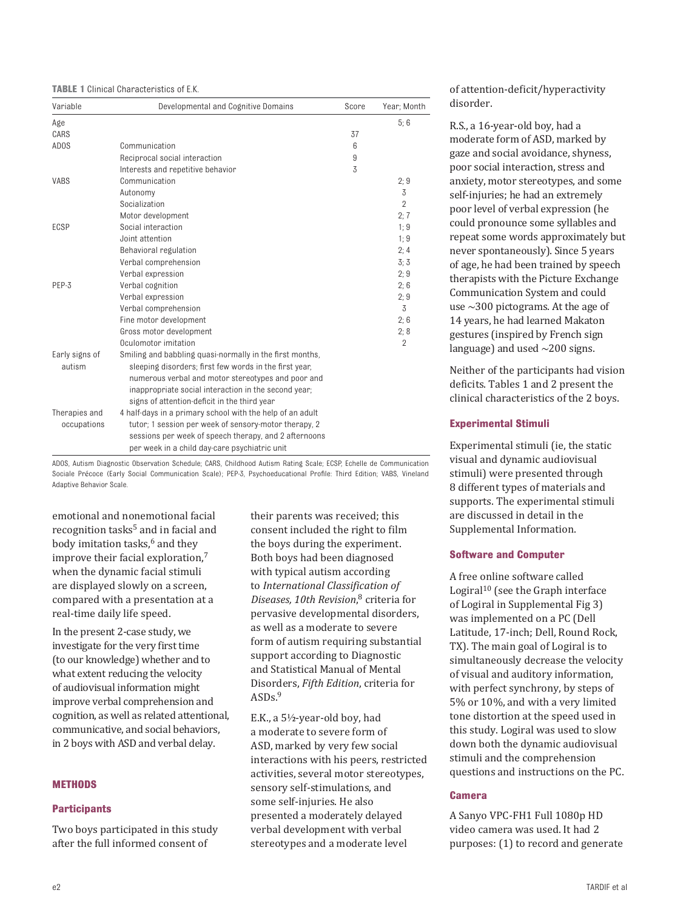**TABLE 1** Clinical Characteristics of E.K.

| Variable | Developmental and Cognitive Domains | Score | Year; Month |
|---|---|---|---|
| Age | | | 5; 6 |
| CARS | | 37 | |
| ADOS | Communication | 6 | |
| | Reciprocal social interaction | 9 | |
| | Interests and repetitive behavior | 3 | |
| VABS | Communication | | 2; 9 |
| | Autonomy | | 3 |
| | Socialization | | 2 |
| | Motor development | | 2; 7 |
| ECSP | Social interaction | | 1; 9 |
| | Joint attention | | 1; 9 |
| | Behavioral regulation | | 2; 4 |
| | Verbal comprehension | | 3; 3 |
| | Verbal expression | | 2; 9 |
| PEP-3 | Verbal cognition | | 2; 6 |
| | Verbal expression | | 2; 9 |
| | Verbal comprehension | | 3 |
| | Fine motor development | | 2; 6 |
| | Gross motor development | | 2; 8 |
| | Oculomotor imitation | | 2 |
| Early signs of autism | Smiling and babbling quasi-normally in the first months, sleeping disorders; first few words in the first year, numerous verbal and motor stereotypes and poor and inappropriate social interaction in the second year; signs of attention-deficit in the third year | | |
| Therapies and occupations | 4 half-days in a primary school with the help of an adult tutor; 1 session per week of sensory-motor therapy, 2 sessions per week of speech therapy, and 2 afternoons per week in a child day-care psychiatric unit | | |

ADOS, Autism Diagnostic Observation Schedule; CARS, Childhood Autism Rating Scale; ECSP, Echelle de Communication Sociale Précoce (Early Social Communication Scale); PEP-3, Psychoeducational Profile: Third Edition; VABS, Vineland Adaptive Behavior Scale.

emotional and nonemotional facial recognition tasks[5] and in facial and body imitation tasks,[6] and they improve their facial exploration,[7] when the dynamic facial stimuli are displayed slowly on a screen, compared with a presentation at a real-time daily life speed.

In the present 2-case study, we investigate for the very first time (to our knowledge) whether and to what extent reducing the velocity of audiovisual information might improve verbal comprehension and cognition, as well as related attentional, communicative, and social behaviors, in 2 boys with ASD and verbal delay.

## METHODS

### Participants

Two boys participated in this study after the full informed consent of their parents was received; this consent included the right to film the boys during the experiment. Both boys had been diagnosed with typical autism according to *International Classification of Diseases, 10th Revision*,[8] criteria for pervasive developmental disorders, as well as a moderate to severe form of autism requiring substantial support according to Diagnostic and Statistical Manual of Mental Disorders, *Fifth Edition*, criteria for ASDs.[9]

E.K., a 5½-year-old boy, had a moderate to severe form of ASD, marked by very few social interactions with his peers, restricted activities, several motor stereotypes, sensory self-stimulations, and some self-injuries. He also presented a moderately delayed verbal development with verbal stereotypes and a moderate level of attention-deficit/hyperactivity disorder.

R.S., a 16-year-old boy, had a moderate form of ASD, marked by gaze and social avoidance, shyness, poor social interaction, stress and anxiety, motor stereotypes, and some self-injuries; he had an extremely poor level of verbal expression (he could pronounce some syllables and repeat some words approximately but never spontaneously). Since 5 years of age, he had been trained by speech therapists with the Picture Exchange Communication System and could use ~300 pictograms. At the age of 14 years, he had learned Makaton gestures (inspired by French sign language) and used ~200 signs.

Neither of the participants had vision deficits. Tables 1 and 2 present the clinical characteristics of the 2 boys.

### Experimental Stimuli

Experimental stimuli (ie, the static visual and dynamic audiovisual stimuli) were presented through 8 different types of materials and supports. The experimental stimuli are discussed in detail in the Supplemental Information.

### Software and Computer

A free online software called Logiral[10] (see the Graph interface of Logiral in Supplemental Fig 3) was implemented on a PC (Dell Latitude, 17-inch; Dell, Round Rock, TX). The main goal of Logiral is to simultaneously decrease the velocity of visual and auditory information, with perfect synchrony, by steps of 5% or 10%, and with a very limited tone distortion at the speed used in this study. Logiral was used to slow down both the dynamic audiovisual stimuli and the comprehension questions and instructions on the PC.

### Camera

A Sanyo VPC-FH1 Full 1080p HD video camera was used. It had 2 purposes: (1) to record and generate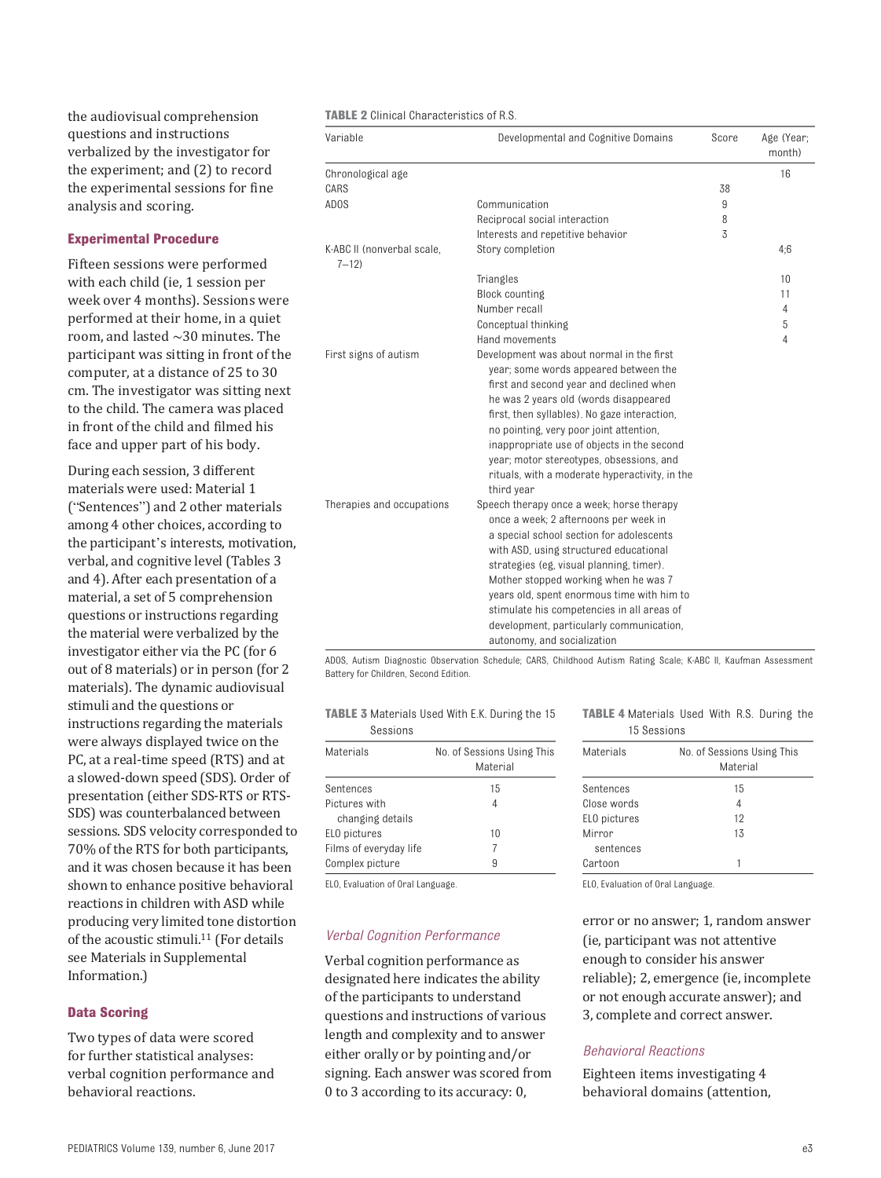the audiovisual comprehension questions and instructions verbalized by the investigator for the experiment; and (2) to record the experimental sessions for fine analysis and scoring.

## Experimental Procedure

Fifteen sessions were performed with each child (ie, 1 session per week over 4 months). Sessions were performed at their home, in a quiet room, and lasted ~30 minutes. The participant was sitting in front of the computer, at a distance of 25 to 30 cm. The investigator was sitting next to the child. The camera was placed in front of the child and filmed his face and upper part of his body.

During each session, 3 different materials were used: Material 1 ("Sentences") and 2 other materials among 4 other choices, according to the participant's interests, motivation, verbal, and cognitive level (Tables 3 and 4). After each presentation of a material, a set of 5 comprehension questions or instructions regarding the material were verbalized by the investigator either via the PC (for 6 out of 8 materials) or in person (for 2 materials). The dynamic audiovisual stimuli and the questions or instructions regarding the materials were always displayed twice on the PC, at a real-time speed (RTS) and at a slowed-down speed (SDS). Order of presentation (either SDS-RTS or RTS-SDS) was counterbalanced between sessions. SDS velocity corresponded to 70% of the RTS for both participants, and it was chosen because it has been shown to enhance positive behavioral reactions in children with ASD while producing very limited tone distortion of the acoustic stimuli.[11] (For details see Materials in Supplemental Information.)

## Data Scoring

Two types of data were scored for further statistical analyses: verbal cognition performance and behavioral reactions.

**TABLE 2** Clinical Characteristics of R.S.

| Variable | Developmental and Cognitive Domains | Score | Age (Year; month) |
|---|---|---|---|
| Chronological age | | | 16 |
| CARS | | 38 | |
| ADOS | Communication | 9 | |
| | Reciprocal social interaction | 8 | |
| | Interests and repetitive behavior | 3 | |
| K-ABC II (nonverbal scale, 7–12) | Story completion | | 4;6 |
| | Triangles | | 10 |
| | Block counting | | 11 |
| | Number recall | | 4 |
| | Conceptual thinking | | 5 |
| | Hand movements | | 4 |
| First signs of autism | Development was about normal in the first year; some words appeared between the first and second year and declined when he was 2 years old (words disappeared first, then syllables). No gaze interaction, no pointing, very poor joint attention, inappropriate use of objects in the second year; motor stereotypes, obsessions, and rituals, with a moderate hyperactivity, in the third year | | |
| Therapies and occupations | Speech therapy once a week; horse therapy once a week; 2 afternoons per week in a special school section for adolescents with ASD, using structured educational strategies (eg, visual planning, timer). Mother stopped working when he was 7 years old, spent enormous time with him to stimulate his competencies in all areas of development, particularly communication, autonomy, and socialization | | |

ADOS, Autism Diagnostic Observation Schedule; CARS, Childhood Autism Rating Scale; K-ABC II, Kaufman Assessment Battery for Children, Second Edition.

**TABLE 3** Materials Used With E.K. During the 15 Sessions

| Materials | No. of Sessions Using This Material |
|---|---|
| Sentences | 15 |
| Pictures with changing details | 4 |
| ELO pictures | 10 |
| Films of everyday life | 7 |
| Complex picture | 9 |

ELO, Evaluation of Oral Language.

**TABLE 4** Materials Used With R.S. During the 15 Sessions

| Materials | No. of Sessions Using This Material |
|---|---|
| Sentences | 15 |
| Close words | 4 |
| ELO pictures | 12 |
| Mirror sentences | 13 |
| Cartoon | 1 |

ELO, Evaluation of Oral Language.

### *Verbal Cognition Performance*

Verbal cognition performance as designated here indicates the ability of the participants to understand questions and instructions of various length and complexity and to answer either orally or by pointing and/or signing. Each answer was scored from 0 to 3 according to its accuracy: 0, error or no answer; 1, random answer (ie, participant was not attentive enough to consider his answer reliable); 2, emergence (ie, incomplete or not enough accurate answer); and 3, complete and correct answer.

### *Behavioral Reactions*

Eighteen items investigating 4 behavioral domains (attention,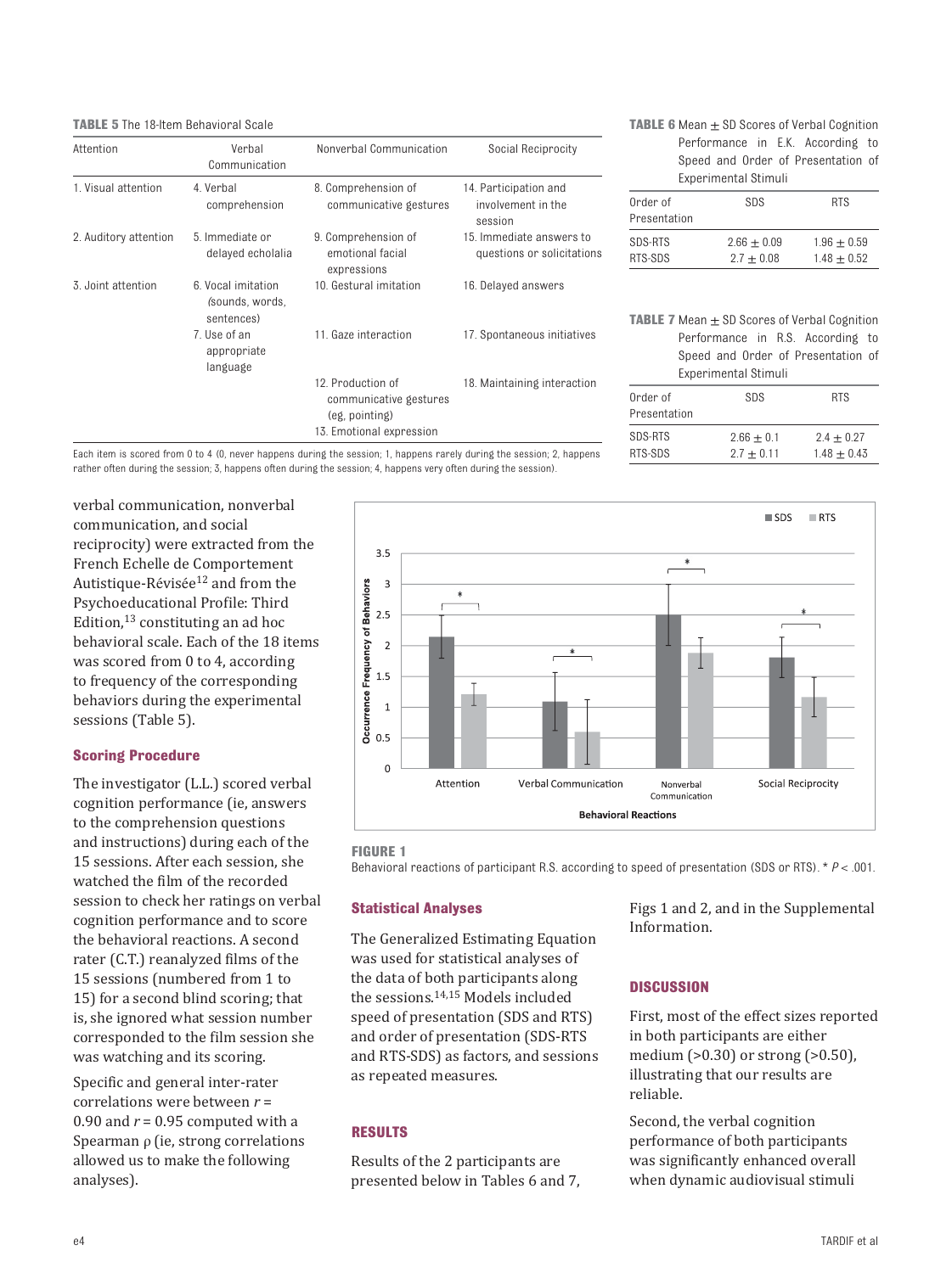**TABLE 5** The 18-Item Behavioral Scale

| Attention | Verbal Communication | Nonverbal Communication | Social Reciprocity |
|---|---|---|---|
| 1. Visual attention | 4. Verbal comprehension | 8. Comprehension of communicative gestures | 14. Participation and involvement in the session |
| 2. Auditory attention | 5. Immediate or delayed echolalia | 9. Comprehension of emotional facial expressions | 15. Immediate answers to questions or solicitations |
| 3. Joint attention | 6. Vocal imitation (sounds, words, sentences) | 10. Gestural imitation | 16. Delayed answers |
| | 7. Use of an appropriate language | 11. Gaze interaction | 17. Spontaneous initiatives |
| | | 12. Production of communicative gestures (eg, pointing) | 18. Maintaining interaction |
| | | 13. Emotional expression | |

Each item is scored from 0 to 4 (0, never happens during the session; 1, happens rarely during the session; 2, happens rather often during the session; 3, happens often during the session; 4, happens very often during the session).

**TABLE 6** Mean ± SD Scores of Verbal Cognition Performance in E.K. According to Speed and Order of Presentation of Experimental Stimuli

| Order of Presentation | SDS | RTS |
|---|---|---|
| SDS-RTS | 2.66 ± 0.09 | 1.96 ± 0.59 |
| RTS-SDS | 2.7 ± 0.08 | 1.48 ± 0.52 |

**TABLE 7** Mean ± SD Scores of Verbal Cognition Performance in R.S. According to Speed and Order of Presentation of Experimental Stimuli

| Order of Presentation | SDS | RTS |
|---|---|---|
| SDS-RTS | 2.66 ± 0.1 | 2.4 ± 0.27 |
| RTS-SDS | 2.7 ± 0.11 | 1.48 ± 0.43 |

verbal communication, nonverbal communication, and social reciprocity) were extracted from the French Echelle de Comportement Autistique-Révisée[12] and from the Psychoeducational Profile: Third Edition,[13] constituting an ad hoc behavioral scale. Each of the 18 items was scored from 0 to 4, according to frequency of the corresponding behaviors during the experimental sessions (Table 5).

### Scoring Procedure

The investigator (L.L.) scored verbal cognition performance (ie, answers to the comprehension questions and instructions) during each of the 15 sessions. After each session, she watched the film of the recorded session to check her ratings on verbal cognition performance and to score the behavioral reactions. A second rater (C.T.) reanalyzed films of the 15 sessions (numbered from 1 to 15) for a second blind scoring; that is, she ignored what session number corresponded to the film session she was watching and its scoring.

Specific and general inter-rater correlations were between $r = 0.90$ and $r = 0.95$ computed with a Spearman $\rho$ (ie, strong correlations allowed us to make the following analyses).

**FIGURE 1**
Behavioral reactions of participant R.S. according to speed of presentation (SDS or RTS). * $P < .001$.

### Statistical Analyses

The Generalized Estimating Equation was used for statistical analyses of the data of both participants along the sessions.[14,15] Models included speed of presentation (SDS and RTS) and order of presentation (SDS-RTS and RTS-SDS) as factors, and sessions as repeated measures.

## RESULTS

Results of the 2 participants are presented below in Tables 6 and 7, Figs 1 and 2, and in the Supplemental Information.

## DISCUSSION

First, most of the effect sizes reported in both participants are either medium (>0.30) or strong (>0.50), illustrating that our results are reliable.

Second, the verbal cognition performance of both participants was significantly enhanced overall when dynamic audiovisual stimuli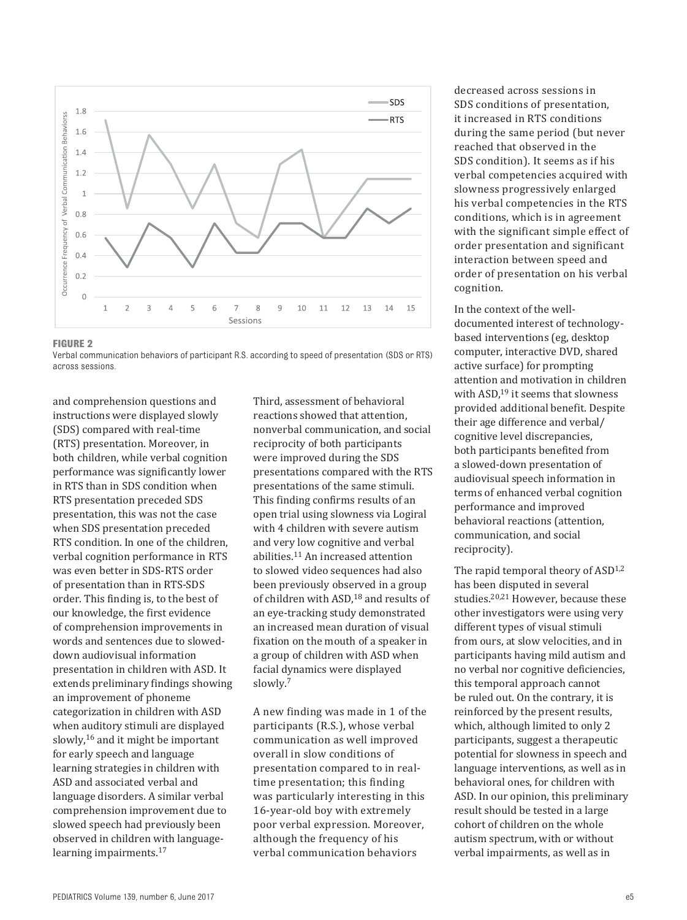**FIGURE 2**
Verbal communication behaviors of participant R.S. according to speed of presentation (SDS or RTS) across sessions.

and comprehension questions and instructions were displayed slowly (SDS) compared with real-time (RTS) presentation. Moreover, in both children, while verbal cognition performance was significantly lower in RTS than in SDS condition when RTS presentation preceded SDS presentation, this was not the case when SDS presentation preceded RTS condition. In one of the children, verbal cognition performance in RTS was even better in SDS-RTS order of presentation than in RTS-SDS order. This finding is, to the best of our knowledge, the first evidence of comprehension improvements in words and sentences due to slowed-down audiovisual information presentation in children with ASD. It extends preliminary findings showing an improvement of phoneme categorization in children with ASD when auditory stimuli are displayed slowly,[16] and it might be important for early speech and language learning strategies in children with ASD and associated verbal and language disorders. A similar verbal comprehension improvement due to slowed speech had previously been observed in children with language-learning impairments.[17]

Third, assessment of behavioral reactions showed that attention, nonverbal communication, and social reciprocity of both participants were improved during the SDS presentations compared with the RTS presentations of the same stimuli. This finding confirms results of an open trial using slowness via Logiral with 4 children with severe autism and very low cognitive and verbal abilities.[11] An increased attention to slowed video sequences had also been previously observed in a group of children with ASD,[18] and results of an eye-tracking study demonstrated an increased mean duration of visual fixation on the mouth of a speaker in a group of children with ASD when facial dynamics were displayed slowly.[7]

A new finding was made in 1 of the participants (R.S.), whose verbal communication as well improved overall in slow conditions of presentation compared to in real-time presentation; this finding was particularly interesting in this 16-year-old boy with extremely poor verbal expression. Moreover, although the frequency of his verbal communication behaviors decreased across sessions in SDS conditions of presentation, it increased in RTS conditions during the same period (but never reached that observed in the SDS condition). It seems as if his verbal competencies acquired with slowness progressively enlarged his verbal competencies in the RTS conditions, which is in agreement with the significant simple effect of order presentation and significant interaction between speed and order of presentation on his verbal cognition.

In the context of the well-documented interest of technology-based interventions (eg, desktop computer, interactive DVD, shared active surface) for prompting attention and motivation in children with ASD,[19] it seems that slowness provided additional benefit. Despite their age difference and verbal/cognitive level discrepancies, both participants benefited from a slowed-down presentation of audiovisual speech information in terms of enhanced verbal cognition performance and improved behavioral reactions (attention, communication, and social reciprocity).

The rapid temporal theory of ASD[1,2] has been disputed in several studies.[20,21] However, because these other investigators were using very different types of visual stimuli from ours, at slow velocities, and in participants having mild autism and no verbal nor cognitive deficiencies, this temporal approach cannot be ruled out. On the contrary, it is reinforced by the present results, which, although limited to only 2 participants, suggest a therapeutic potential for slowness in speech and language interventions, as well as in behavioral ones, for children with ASD. In our opinion, this preliminary result should be tested in a large cohort of children on the whole autism spectrum, with or without verbal impairments, as well as in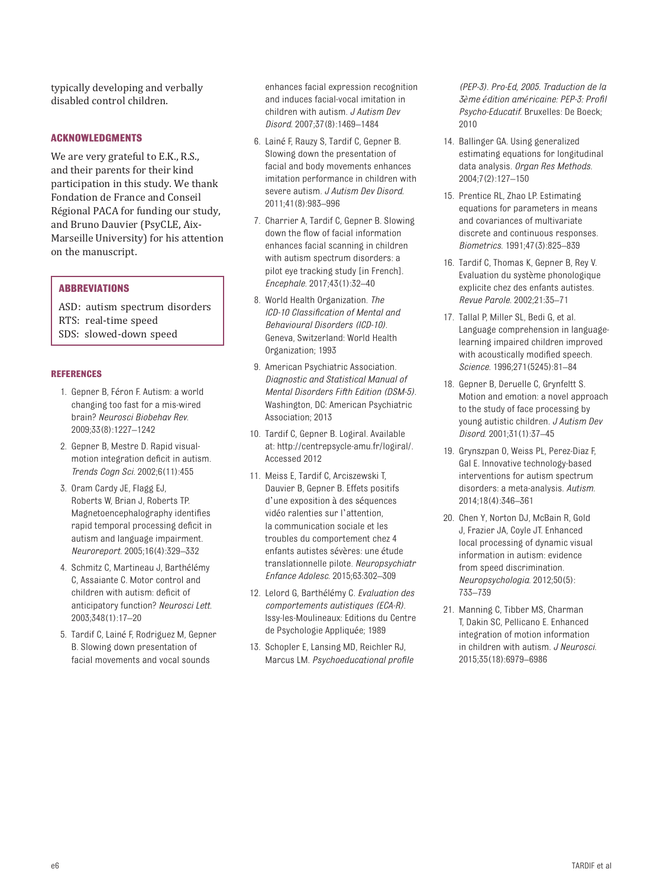typically developing and verbally disabled control children.

## ACKNOWLEDGMENTS

We are very grateful to E.K., R.S., and their parents for their kind participation in this study. We thank Fondation de France and Conseil Régional PACA for funding our study, and Bruno Dauvier (PsyCLE, Aix-Marseille University) for his attention on the manuscript.

## ABBREVIATIONS

ASD: autism spectrum disorders
RTS: real-time speed
SDS: slowed-down speed

## REFERENCES

1. Gepner B, Féron F. Autism: a world changing too fast for a mis-wired brain? *Neurosci Biobehav Rev.* 2009;33(8):1227–1242
2. Gepner B, Mestre D. Rapid visual-motion integration deficit in autism. *Trends Cogn Sci.* 2002;6(11):455
3. Oram Cardy JE, Flagg EJ, Roberts W, Brian J, Roberts TP. Magnetoencephalography identifies rapid temporal processing deficit in autism and language impairment. *Neuroreport.* 2005;16(4):329–332
4. Schmitz C, Martineau J, Barthélémy C, Assaiante C. Motor control and children with autism: deficit of anticipatory function? *Neurosci Lett.* 2003;348(1):17–20
5. Tardif C, Lainé F, Rodriguez M, Gepner B. Slowing down presentation of facial movements and vocal sounds enhances facial expression recognition and induces facial-vocal imitation in children with autism. *J Autism Dev Disord.* 2007;37(8):1469–1484
6. Lainé F, Rauzy S, Tardif C, Gepner B. Slowing down the presentation of facial and body movements enhances imitation performance in children with severe autism. *J Autism Dev Disord.* 2011;41(8):983–996
7. Charrier A, Tardif C, Gepner B. Slowing down the flow of facial information enhances facial scanning in children with autism spectrum disorders: a pilot eye tracking study [in French]. *Encephale.* 2017;43(1):32–40
8. World Health Organization. *The ICD-10 Classification of Mental and Behavioural Disorders (ICD-10).* Geneva, Switzerland: World Health Organization; 1993
9. American Psychiatric Association. *Diagnostic and Statistical Manual of Mental Disorders Fifth Edition (DSM-5).* Washington, DC: American Psychiatric Association; 2013
10. Tardif C, Gepner B. Logiral. Available at: http://centrepsycle-amu.fr/logiral/. Accessed 2012
11. Meiss E, Tardif C, Arciszewski T, Dauvier B, Gepner B. Effets positifs d'une exposition à des séquences vidéo ralenties sur l'attention, la communication sociale et les troubles du comportement chez 4 enfants autistes sévères: une étude translationnelle pilote. *Neuropsychiatr Enfance Adolesc.* 2015;63:302–309
12. Lelord G, Barthélémy C. *Evaluation des comportements autistiques (ECA-R).* Issy-les-Moulineaux: Editions du Centre de Psychologie Appliquée; 1989
13. Schopler E, Lansing MD, Reichler RJ, Marcus LM. *Psychoeducational profile (PEP-3). Pro-Ed, 2005. Traduction de la 3ème édition américaine: PEP-3: Profil Psycho-Educatif.* Bruxelles: De Boeck; 2010
14. Ballinger GA. Using generalized estimating equations for longitudinal data analysis. *Organ Res Methods.* 2004;7(2):127–150
15. Prentice RL, Zhao LP. Estimating equations for parameters in means and covariances of multivariate discrete and continuous responses. *Biometrics.* 1991;47(3):825–839
16. Tardif C, Thomas K, Gepner B, Rey V. Evaluation du système phonologique explicite chez des enfants autistes. *Revue Parole.* 2002;21:35–71
17. Tallal P, Miller SL, Bedi G, et al. Language comprehension in language-learning impaired children improved with acoustically modified speech. *Science.* 1996;271(5245):81–84
18. Gepner B, Deruelle C, Grynfeltt S. Motion and emotion: a novel approach to the study of face processing by young autistic children. *J Autism Dev Disord.* 2001;31(1):37–45
19. Grynszpan O, Weiss PL, Perez-Diaz F, Gal E. Innovative technology-based interventions for autism spectrum disorders: a meta-analysis. *Autism.* 2014;18(4):346–361
20. Chen Y, Norton DJ, McBain R, Gold J, Frazier JA, Coyle JT. Enhanced local processing of dynamic visual information in autism: evidence from speed discrimination. *Neuropsychologia.* 2012;50(5):733–739
21. Manning C, Tibber MS, Charman T, Dakin SC, Pellicano E. Enhanced integration of motion information in children with autism. *J Neurosci.* 2015;35(18):6979–6986